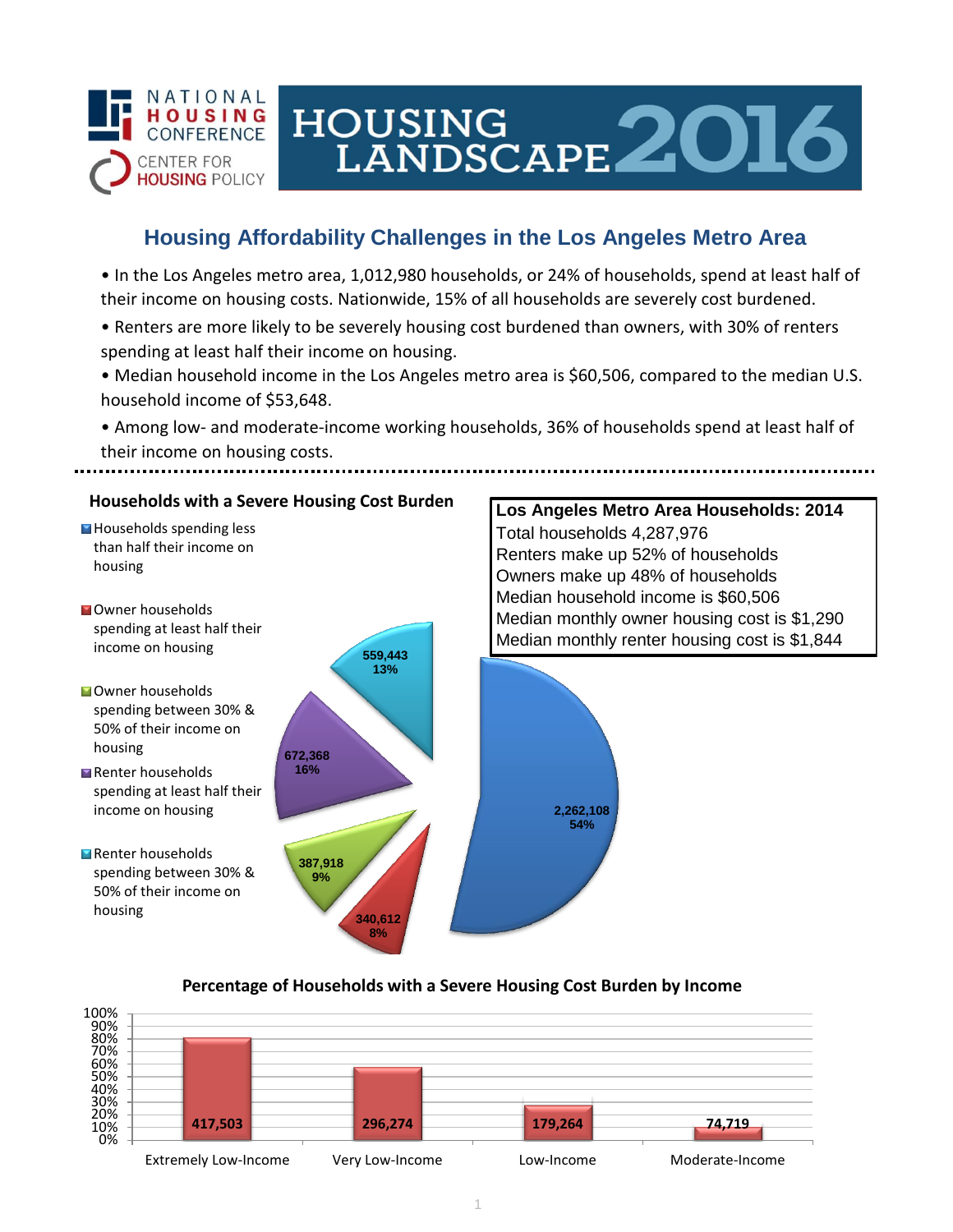NATIONAL HOUSING CONFERENCE

CENTER FOR HOUSING POLICY

# HOUSING LANDSCAPE 2016

## Housing Affordability Challenges in the Los Angeles Metro Area

- In the Los Angeles metro area, 1,012,980 households, or 24% of households, spend at least half of their income on housing costs. Nationwide, 15% of all households are severely cost burdened.
- Renters are more likely to be severely housing cost burdened than owners, with 30% of renters spending at least half their income on housing.
- Median household income in the Los Angeles metro area is $60,506, compared to the median U.S. household income of $53,648.
- Among low- and moderate-income working households, 36% of households spend at least half of their income on housing costs.

### Households with a Severe Housing Cost Burden

| Category | Households | Percent |
|---|---|---|
| Households spending less than half their income on housing | 2,262,108 | 54% |
| Owner households spending at least half their income on housing | 340,612 | 8% |
| Owner households spending between 30% & 50% of their income on housing | 387,918 | 9% |
| Renter households spending at least half their income on housing | 672,368 | 16% |
| Renter households spending between 30% & 50% of their income on housing | 559,443 | 13% |

### Los Angeles Metro Area Households: 2014

Total households 4,287,976
Renters make up 52% of households
Owners make up 48% of households
Median household income is $60,506
Median monthly owner housing cost is $1,290
Median monthly renter housing cost is $1,844

### Percentage of Households with a Severe Housing Cost Burden by Income

| Income Level | Households |
|---|---|
| Extremely Low-Income | 417,503 |
| Very Low-Income | 296,274 |
| Low-Income | 179,264 |
| Moderate-Income | 74,719 |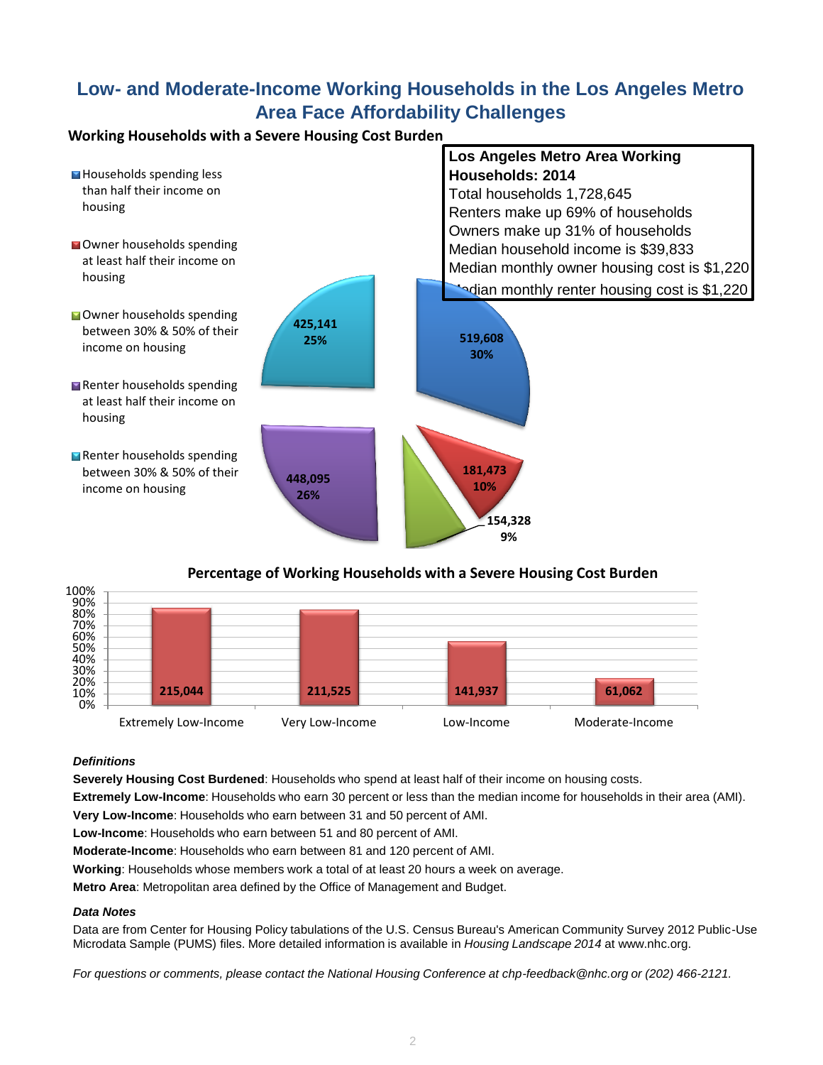# Low- and Moderate-Income Working Households in the Los Angeles Metro Area Face Affordability Challenges

## Working Households with a Severe Housing Cost Burden

Households spending less than half their income on housing

Owner households spending at least half their income on housing

Owner households spending between 30% & 50% of their income on housing

Renter households spending at least half their income on housing

Renter households spending between 30% & 50% of their income on housing

425,141
25%

519,608
30%

448,095
26%

181,473
10%

154,328
9%

**Los Angeles Metro Area Working Households: 2014**

Total households 1,728,645

Renters make up 69% of households

Owners make up 31% of households

Median household income is $39,833

Median monthly owner housing cost is $1,220

Median monthly renter housing cost is $1,220

## Percentage of Working Households with a Severe Housing Cost Burden

100%
90%
80%
70%
60%
50%
40%
30%
20%
10%
0%

215,044
211,525
141,937
61,062

Extremely Low-Income
Very Low-Income
Low-Income
Moderate-Income

### *Definitions*

**Severely Housing Cost Burdened**: Households who spend at least half of their income on housing costs.

**Extremely Low-Income**: Households who earn 30 percent or less than the median income for households in their area (AMI).

**Very Low-Income**: Households who earn between 31 and 50 percent of AMI.

**Low-Income**: Households who earn between 51 and 80 percent of AMI.

**Moderate-Income**: Households who earn between 81 and 120 percent of AMI.

**Working**: Households whose members work a total of at least 20 hours a week on average.

**Metro Area**: Metropolitan area defined by the Office of Management and Budget.

### *Data Notes*

Data are from Center for Housing Policy tabulations of the U.S. Census Bureau's American Community Survey 2012 Public-Use Microdata Sample (PUMS) files. More detailed information is available in *Housing Landscape 2014* at www.nhc.org.

*For questions or comments, please contact the National Housing Conference at chp-feedback@nhc.org or (202) 466-2121.*